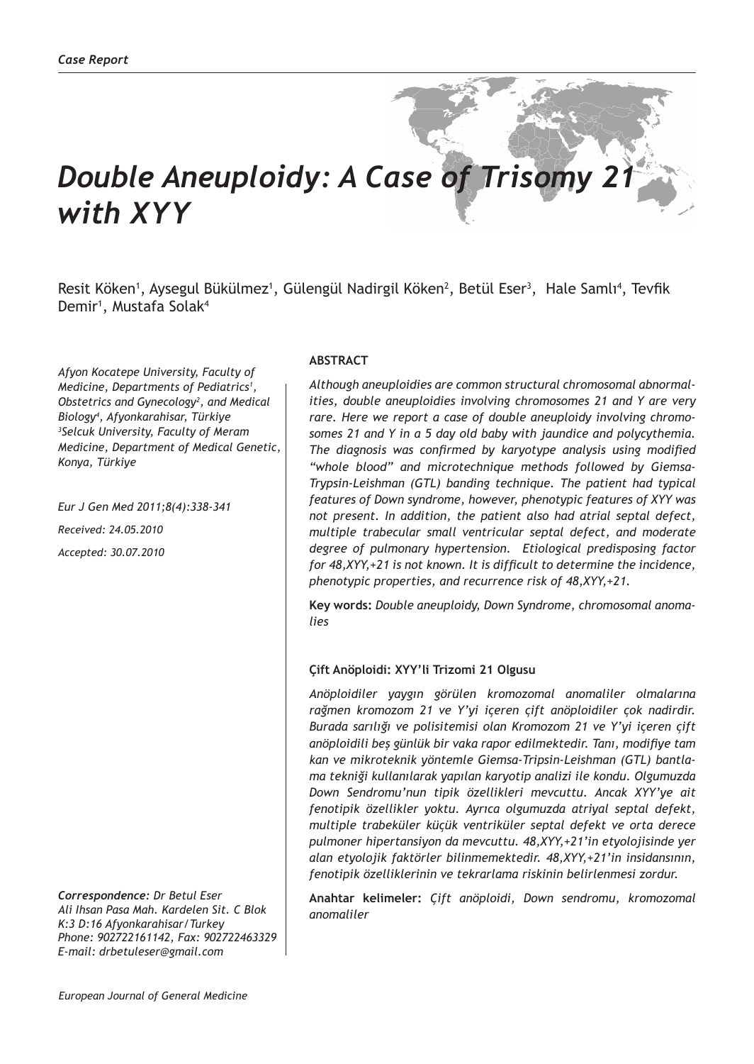*Case Report*

# *Double Aneuploidy: A Case of Trisomy 21 with XYY*

Resit Köken[1], Aysegul Bükülmez[1], Gülengül Nadirgil Köken[2], Betül Eser[3], Hale Samlı[4], Tevfik Demir[1], Mustafa Solak[4]

*Afyon Kocatepe University, Faculty of Medicine, Departments of Pediatrics[1], Obstetrics and Gynecology[2], and Medical Biology[4], Afyonkarahisar, Türkiye*
*[3]Selcuk University, Faculty of Meram Medicine, Department of Medical Genetic, Konya, Türkiye*

*Eur J Gen Med 2011;8(4):338-341*

*Received: 24.05.2010*

*Accepted: 30.07.2010*

**ABSTRACT**

*Although aneuploidies are common structural chromosomal abnormalities, double aneuploidies involving chromosomes 21 and Y are very rare. Here we report a case of double aneuploidy involving chromosomes 21 and Y in a 5 day old baby with jaundice and polycythemia. The diagnosis was confirmed by karyotype analysis using modified "whole blood" and microtechnique methods followed by Giemsa-Trypsin-Leishman (GTL) banding technique. The patient had typical features of Down syndrome, however, phenotypic features of XYY was not present. In addition, the patient also had atrial septal defect, multiple trabecular small ventricular septal defect, and moderate degree of pulmonary hypertension. Etiological predisposing factor for 48,XYY,+21 is not known. It is difficult to determine the incidence, phenotypic properties, and recurrence risk of 48,XYY,+21.*

**Key words:** *Double aneuploidy, Down Syndrome, chromosomal anomalies*

**Çift Anöploidi: XYY'li Trizomi 21 Olgusu**

*Anöploidiler yaygın görülen kromozomal anomaliler olmalarına rağmen kromozom 21 ve Y'yi içeren çift anöploidiler çok nadirdir. Burada sarılığı ve polisitemisi olan Kromozom 21 ve Y'yi içeren çift anöploidili beş günlük bir vaka rapor edilmektedir. Tanı, modifiye tam kan ve mikroteknik yöntemle Giemsa-Tripsin-Leishman (GTL) bantlama tekniği kullanılarak yapılan karyotip analizi ile kondu. Olgumuzda Down Sendromu'nun tipik özellikleri mevcuttu. Ancak XYY'ye ait fenotipik özellikler yoktu. Ayrıca olgumuzda atriyal septal defekt, multiple trabeküler küçük ventriküler septal defekt ve orta derece pulmoner hipertansiyon da mevcuttu. 48,XYY,+21'in etyolojisinde yer alan etyolojik faktörler bilinmemektedir. 48,XYY,+21'in insidansının, fenotipik özelliklerinin ve tekrarlama riskinin belirlenmesi zordur.*

**Anahtar kelimeler:** *Çift anöploidi, Down sendromu, kromozomal anomaliler*

***Correspondence:*** *Dr Betul Eser*
*Ali Ihsan Pasa Mah. Kardelen Sit. C Blok K:3 D:16 Afyonkarahisar/Turkey*
*Phone: 902722161142, Fax: 902722463329*
*E-mail: drbetuleser@gmail.com*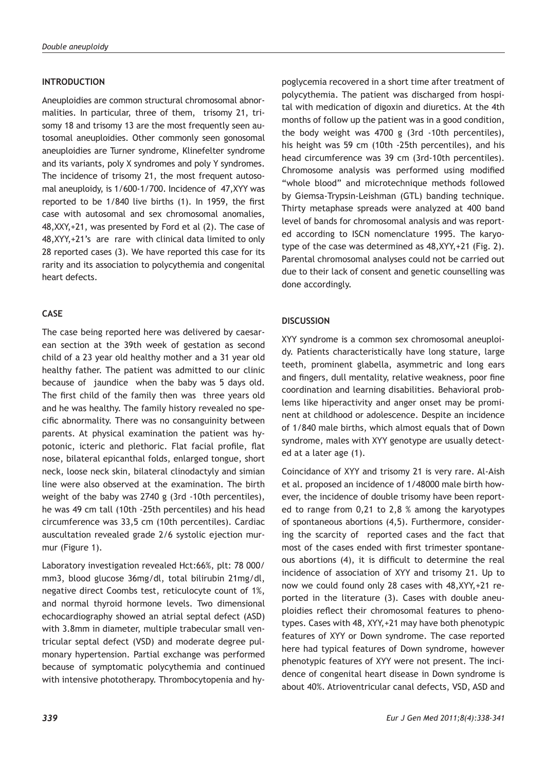## INTRODUCTION

Aneuploidies are common structural chromosomal abnormalities. In particular, three of them, trisomy 21, trisomy 18 and trisomy 13 are the most frequently seen autosomal aneuploidies. Other commonly seen gonosomal aneuploidies are Turner syndrome, Klinefelter syndrome and its variants, poly X syndromes and poly Y syndromes. The incidence of trisomy 21, the most frequent autosomal aneuploidy, is 1/600-1/700. Incidence of 47,XYY was reported to be 1/840 live births (1). In 1959, the first case with autosomal and sex chromosomal anomalies, 48,XXY,+21, was presented by Ford et al (2). The case of 48,XYY,+21's are rare with clinical data limited to only 28 reported cases (3). We have reported this case for its rarity and its association to polycythemia and congenital heart defects.

## CASE

The case being reported here was delivered by caesarean section at the 39th week of gestation as second child of a 23 year old healthy mother and a 31 year old healthy father. The patient was admitted to our clinic because of jaundice when the baby was 5 days old. The first child of the family then was three years old and he was healthy. The family history revealed no specific abnormality. There was no consanguinity between parents. At physical examination the patient was hypotonic, icteric and plethoric. Flat facial profile, flat nose, bilateral epicanthal folds, enlarged tongue, short neck, loose neck skin, bilateral clinodactyly and simian line were also observed at the examination. The birth weight of the baby was 2740 g (3rd -10th percentiles), he was 49 cm tall (10th -25th percentiles) and his head circumference was 33,5 cm (10th percentiles). Cardiac auscultation revealed grade 2/6 systolic ejection murmur (Figure 1).

Laboratory investigation revealed Hct:66%, plt: 78 000/mm3, blood glucose 36mg/dl, total bilirubin 21mg/dl, negative direct Coombs test, reticulocyte count of 1%, and normal thyroid hormone levels. Two dimensional echocardiography showed an atrial septal defect (ASD) with 3.8mm in diameter, multiple trabecular small ventricular septal defect (VSD) and moderate degree pulmonary hypertension. Partial exchange was performed because of symptomatic polycythemia and continued with intensive phototherapy. Thrombocytopenia and hypoglycemia recovered in a short time after treatment of polycythemia. The patient was discharged from hospital with medication of digoxin and diuretics. At the 4th months of follow up the patient was in a good condition, the body weight was 4700 g (3rd -10th percentiles), his height was 59 cm (10th -25th percentiles), and his head circumference was 39 cm (3rd-10th percentiles). Chromosome analysis was performed using modified "whole blood" and microtechnique methods followed by Giemsa-Trypsin-Leishman (GTL) banding technique. Thirty metaphase spreads were analyzed at 400 band level of bands for chromosomal analysis and was reported according to ISCN nomenclature 1995. The karyotype of the case was determined as 48,XYY,+21 (Fig. 2). Parental chromosomal analyses could not be carried out due to their lack of consent and genetic counselling was done accordingly.

## DISCUSSION

XYY syndrome is a common sex chromosomal aneuploidy. Patients characteristically have long stature, large teeth, prominent glabella, asymmetric and long ears and fingers, dull mentality, relative weakness, poor fine coordination and learning disabilities. Behavioral problems like hiperactivity and anger onset may be prominent at childhood or adolescence. Despite an incidence of 1/840 male births, which almost equals that of Down syndrome, males with XYY genotype are usually detected at a later age (1).

Coincidance of XYY and trisomy 21 is very rare. Al-Aish et al. proposed an incidence of 1/48000 male birth however, the incidence of double trisomy have been reported to range from 0,21 to 2,8 % among the karyotypes of spontaneous abortions (4,5). Furthermore, considering the scarcity of reported cases and the fact that most of the cases ended with first trimester spontaneous abortions (4), it is difficult to determine the real incidence of association of XYY and trisomy 21. Up to now we could found only 28 cases with 48,XYY,+21 reported in the literature (3). Cases with double aneuploidies reflect their chromosomal features to phenotypes. Cases with 48, XYY,+21 may have both phenotypic features of XYY or Down syndrome. The case reported here had typical features of Down syndrome, however phenotypic features of XYY were not present. The incidence of congenital heart disease in Down syndrome is about 40%. Atrioventricular canal defects, VSD, ASD and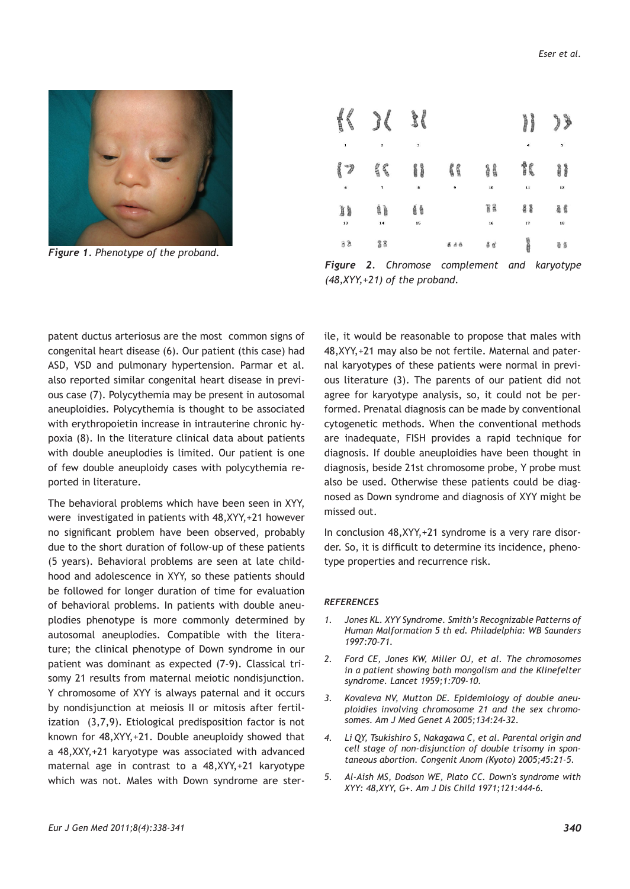*Figure 1. Phenotype of the proband.*

*Figure 2. Chromose complement and karyotype (48,XYY,+21) of the proband.*

patent ductus arteriosus are the most common signs of congenital heart disease (6). Our patient (this case) had ASD, VSD and pulmonary hypertension. Parmar et al. also reported similar congenital heart disease in previous case (7). Polycythemia may be present in autosomal aneuploidies. Polycythemia is thought to be associated with erythropoietin increase in intrauterine chronic hypoxia (8). In the literature clinical data about patients with double aneuplodies is limited. Our patient is one of few double aneuploidy cases with polycythemia reported in literature.

The behavioral problems which have been seen in XYY, were investigated in patients with 48,XYY,+21 however no significant problem have been observed, probably due to the short duration of follow-up of these patients (5 years). Behavioral problems are seen at late childhood and adolescence in XYY, so these patients should be followed for longer duration of time for evaluation of behavioral problems. In patients with double aneuplodies phenotype is more commonly determined by autosomal aneuplodies. Compatible with the literature; the clinical phenotype of Down syndrome in our patient was dominant as expected (7-9). Classical trisomy 21 results from maternal meiotic nondisjunction. Y chromosome of XYY is always paternal and it occurs by nondisjunction at meiosis II or mitosis after fertilization (3,7,9). Etiological predisposition factor is not known for 48,XYY,+21. Double aneuploidy showed that a 48,XXY,+21 karyotype was associated with advanced maternal age in contrast to a 48,XYY,+21 karyotype which was not. Males with Down syndrome are sterile, it would be reasonable to propose that males with 48,XYY,+21 may also be not fertile. Maternal and paternal karyotypes of these patients were normal in previous literature (3). The parents of our patient did not agree for karyotype analysis, so, it could not be performed. Prenatal diagnosis can be made by conventional cytogenetic methods. When the conventional methods are inadequate, FISH provides a rapid technique for diagnosis. If double aneuploidies have been thought in diagnosis, beside 21st chromosome probe, Y probe must also be used. Otherwise these patients could be diagnosed as Down syndrome and diagnosis of XYY might be missed out.

In conclusion 48,XYY,+21 syndrome is a very rare disorder. So, it is difficult to determine its incidence, phenotype properties and recurrence risk.

### *REFERENCES*

1. *Jones KL. XYY Syndrome. Smith's Recognizable Patterns of Human Malformation 5 th ed. Philadelphia: WB Saunders 1997:70-71.*
2. *Ford CE, Jones KW, Miller OJ, et al. The chromosomes in a patient showing both mongolism and the Klinefelter syndrome. Lancet 1959;1:709-10.*
3. *Kovaleva NV, Mutton DE. Epidemiology of double aneuploidies involving chromosome 21 and the sex chromosomes. Am J Med Genet A 2005;134:24-32.*
4. *Li QY, Tsukishiro S, Nakagawa C, et al. Parental origin and cell stage of non-disjunction of double trisomy in spontaneous abortion. Congenit Anom (Kyoto) 2005;45:21-5.*
5. *Al-Aish MS, Dodson WE, Plato CC. Down's syndrome with XYY: 48,XYY, G+. Am J Dis Child 1971;121:444-6.*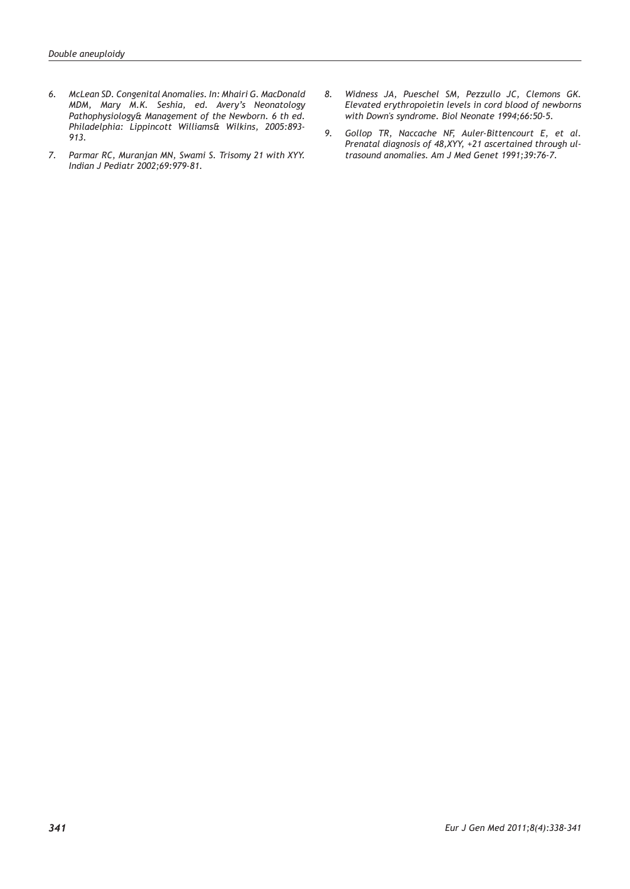6. McLean SD. Congenital Anomalies. In: Mhairi G. MacDonald MDM, Mary M.K. Seshia, ed. Avery's Neonatology Pathophysiology& Management of the Newborn. 6 th ed. Philadelphia: Lippincott Williams& Wilkins, 2005:893-913.

7. Parmar RC, Muranjan MN, Swami S. Trisomy 21 with XYY. Indian J Pediatr 2002;69:979-81.

8. Widness JA, Pueschel SM, Pezzullo JC, Clemons GK. Elevated erythropoietin levels in cord blood of newborns with Down's syndrome. Biol Neonate 1994;66:50-5.

9. Gollop TR, Naccache NF, Auler-Bittencourt E, et al. Prenatal diagnosis of 48,XYY, +21 ascertained through ultrasound anomalies. Am J Med Genet 1991;39:76-7.